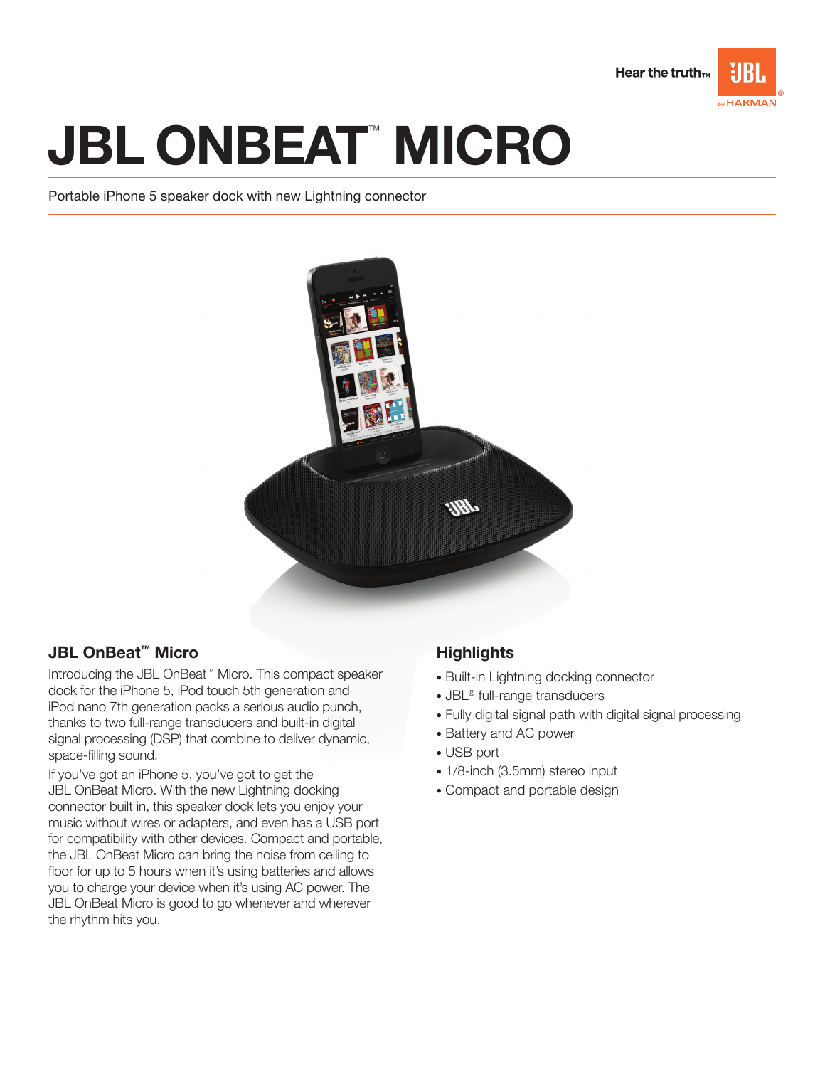Hear the truth™ JBL by HARMAN

# JBL ONBEAT™ MICRO

Portable iPhone 5 speaker dock with new Lightning connector

## JBL OnBeat™ Micro

Introducing the JBL OnBeat™ Micro. This compact speaker dock for the iPhone 5, iPod touch 5th generation and iPod nano 7th generation packs a serious audio punch, thanks to two full-range transducers and built-in digital signal processing (DSP) that combine to deliver dynamic, space-filling sound.

If you've got an iPhone 5, you've got to get the JBL OnBeat Micro. With the new Lightning docking connector built in, this speaker dock lets you enjoy your music without wires or adapters, and even has a USB port for compatibility with other devices. Compact and portable, the JBL OnBeat Micro can bring the noise from ceiling to floor for up to 5 hours when it's using batteries and allows you to charge your device when it's using AC power. The JBL OnBeat Micro is good to go whenever and wherever the rhythm hits you.

## Highlights

- Built-in Lightning docking connector
- JBL® full-range transducers
- Fully digital signal path with digital signal processing
- Battery and AC power
- USB port
- 1/8-inch (3.5mm) stereo input
- Compact and portable design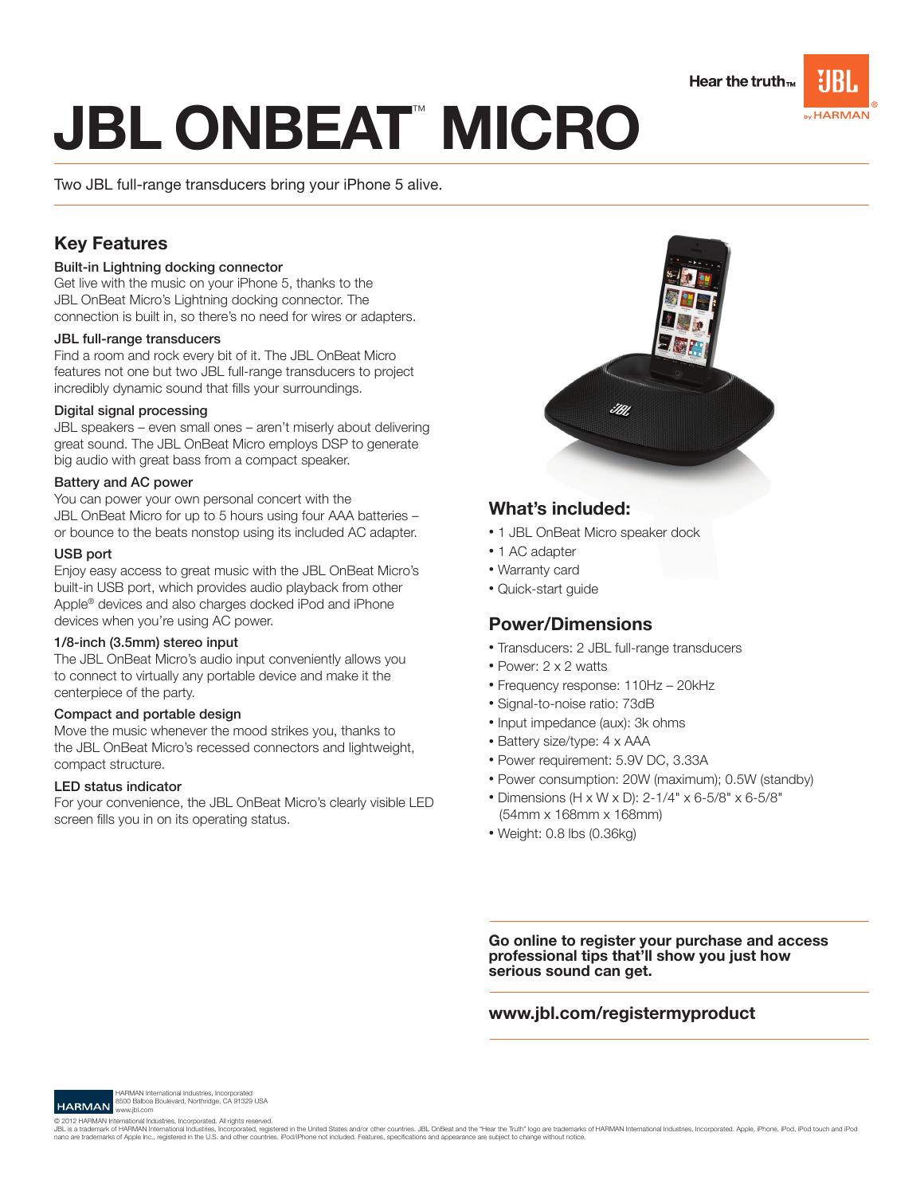Hear the truth™

# JBL ONBEAT™ MICRO

Two JBL full-range transducers bring your iPhone 5 alive.

## Key Features

### Built-in Lightning docking connector

Get live with the music on your iPhone 5, thanks to the JBL OnBeat Micro's Lightning docking connector. The connection is built in, so there's no need for wires or adapters.

### JBL full-range transducers

Find a room and rock every bit of it. The JBL OnBeat Micro features not one but two JBL full-range transducers to project incredibly dynamic sound that fills your surroundings.

### Digital signal processing

JBL speakers – even small ones – aren't miserly about delivering great sound. The JBL OnBeat Micro employs DSP to generate big audio with great bass from a compact speaker.

### Battery and AC power

You can power your own personal concert with the JBL OnBeat Micro for up to 5 hours using four AAA batteries – or bounce to the beats nonstop using its included AC adapter.

### USB port

Enjoy easy access to great music with the JBL OnBeat Micro's built-in USB port, which provides audio playback from other Apple® devices and also charges docked iPod and iPhone devices when you're using AC power.

### 1/8-inch (3.5mm) stereo input

The JBL OnBeat Micro's audio input conveniently allows you to connect to virtually any portable device and make it the centerpiece of the party.

### Compact and portable design

Move the music whenever the mood strikes you, thanks to the JBL OnBeat Micro's recessed connectors and lightweight, compact structure.

### LED status indicator

For your convenience, the JBL OnBeat Micro's clearly visible LED screen fills you in on its operating status.

## What's included:

- 1 JBL OnBeat Micro speaker dock
- 1 AC adapter
- Warranty card
- Quick-start guide

## Power/Dimensions

- Transducers: 2 JBL full-range transducers
- Power: 2 x 2 watts
- Frequency response: 110Hz – 20kHz
- Signal-to-noise ratio: 73dB
- Input impedance (aux): 3k ohms
- Battery size/type: 4 x AAA
- Power requirement: 5.9V DC, 3.33A
- Power consumption: 20W (maximum); 0.5W (standby)
- Dimensions (H x W x D): 2-1/4" x 6-5/8" x 6-5/8" (54mm x 168mm x 168mm)
- Weight: 0.8 lbs (0.36kg)

**Go online to register your purchase and access professional tips that'll show you just how serious sound can get.**

**www.jbl.com/registermyproduct**

HARMAN International Industries, Incorporated
8500 Balboa Boulevard, Northridge, CA 91329 USA
www.jbl.com

© 2012 HARMAN International Industries, Incorporated. All rights reserved.
JBL is a trademark of HARMAN International Industries, Incorporated, registered in the United States and/or other countries. JBL OnBeat and the "Hear the Truth" logo are trademarks of HARMAN International Industries, Incorporated. Apple, iPhone, iPod, iPod touch and iPod nano are trademarks of Apple Inc., registered in the U.S. and other countries. iPod/iPhone not included. Features, specifications and appearance are subject to change without notice.